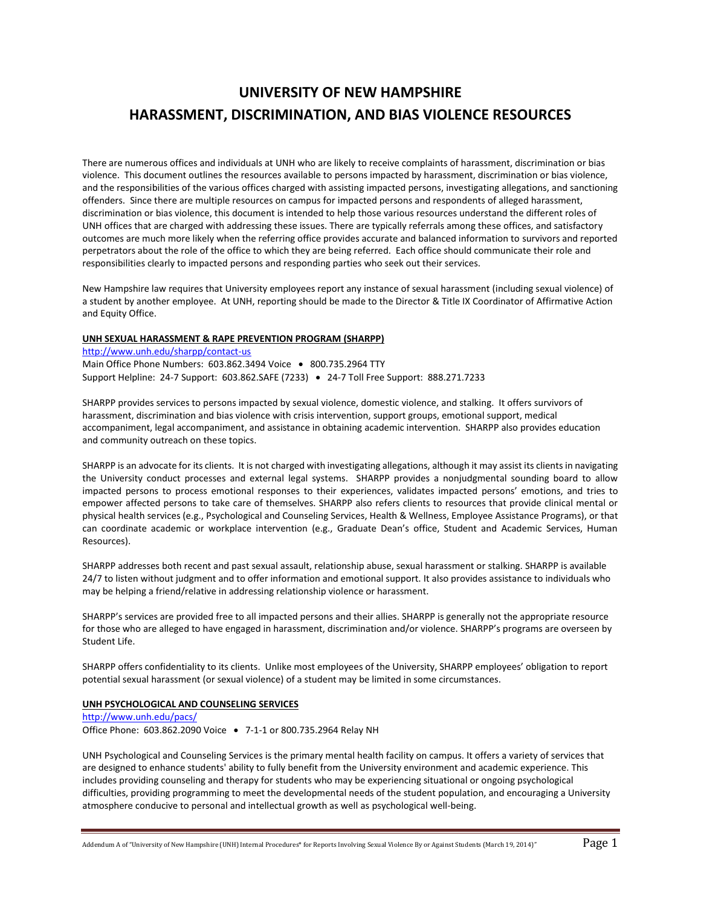# UNIVERSITY OF NEW HAMPSHIRE
# HARASSMENT, DISCRIMINATION, AND BIAS VIOLENCE RESOURCES

There are numerous offices and individuals at UNH who are likely to receive complaints of harassment, discrimination or bias violence. This document outlines the resources available to persons impacted by harassment, discrimination or bias violence, and the responsibilities of the various offices charged with assisting impacted persons, investigating allegations, and sanctioning offenders. Since there are multiple resources on campus for impacted persons and respondents of alleged harassment, discrimination or bias violence, this document is intended to help those various resources understand the different roles of UNH offices that are charged with addressing these issues. There are typically referrals among these offices, and satisfactory outcomes are much more likely when the referring office provides accurate and balanced information to survivors and reported perpetrators about the role of the office to which they are being referred. Each office should communicate their role and responsibilities clearly to impacted persons and responding parties who seek out their services.

New Hampshire law requires that University employees report any instance of sexual harassment (including sexual violence) of a student by another employee. At UNH, reporting should be made to the Director & Title IX Coordinator of Affirmative Action and Equity Office.

**UNH SEXUAL HARASSMENT & RAPE PREVENTION PROGRAM (SHARPP)**

http://www.unh.edu/sharpp/contact-us
Main Office Phone Numbers: 603.862.3494 Voice • 800.735.2964 TTY
Support Helpline: 24-7 Support: 603.862.SAFE (7233) • 24-7 Toll Free Support: 888.271.7233

SHARPP provides services to persons impacted by sexual violence, domestic violence, and stalking. It offers survivors of harassment, discrimination and bias violence with crisis intervention, support groups, emotional support, medical accompaniment, legal accompaniment, and assistance in obtaining academic intervention. SHARPP also provides education and community outreach on these topics.

SHARPP is an advocate for its clients. It is not charged with investigating allegations, although it may assist its clients in navigating the University conduct processes and external legal systems. SHARPP provides a nonjudgmental sounding board to allow impacted persons to process emotional responses to their experiences, validates impacted persons' emotions, and tries to empower affected persons to take care of themselves. SHARPP also refers clients to resources that provide clinical mental or physical health services (e.g., Psychological and Counseling Services, Health & Wellness, Employee Assistance Programs), or that can coordinate academic or workplace intervention (e.g., Graduate Dean's office, Student and Academic Services, Human Resources).

SHARPP addresses both recent and past sexual assault, relationship abuse, sexual harassment or stalking. SHARPP is available 24/7 to listen without judgment and to offer information and emotional support. It also provides assistance to individuals who may be helping a friend/relative in addressing relationship violence or harassment.

SHARPP's services are provided free to all impacted persons and their allies. SHARPP is generally not the appropriate resource for those who are alleged to have engaged in harassment, discrimination and/or violence. SHARPP's programs are overseen by Student Life.

SHARPP offers confidentiality to its clients. Unlike most employees of the University, SHARPP employees' obligation to report potential sexual harassment (or sexual violence) of a student may be limited in some circumstances.

**UNH PSYCHOLOGICAL AND COUNSELING SERVICES**

http://www.unh.edu/pacs/
Office Phone: 603.862.2090 Voice • 7-1-1 or 800.735.2964 Relay NH

UNH Psychological and Counseling Services is the primary mental health facility on campus. It offers a variety of services that are designed to enhance students' ability to fully benefit from the University environment and academic experience. This includes providing counseling and therapy for students who may be experiencing situational or ongoing psychological difficulties, providing programming to meet the developmental needs of the student population, and encouraging a University atmosphere conducive to personal and intellectual growth as well as psychological well-being.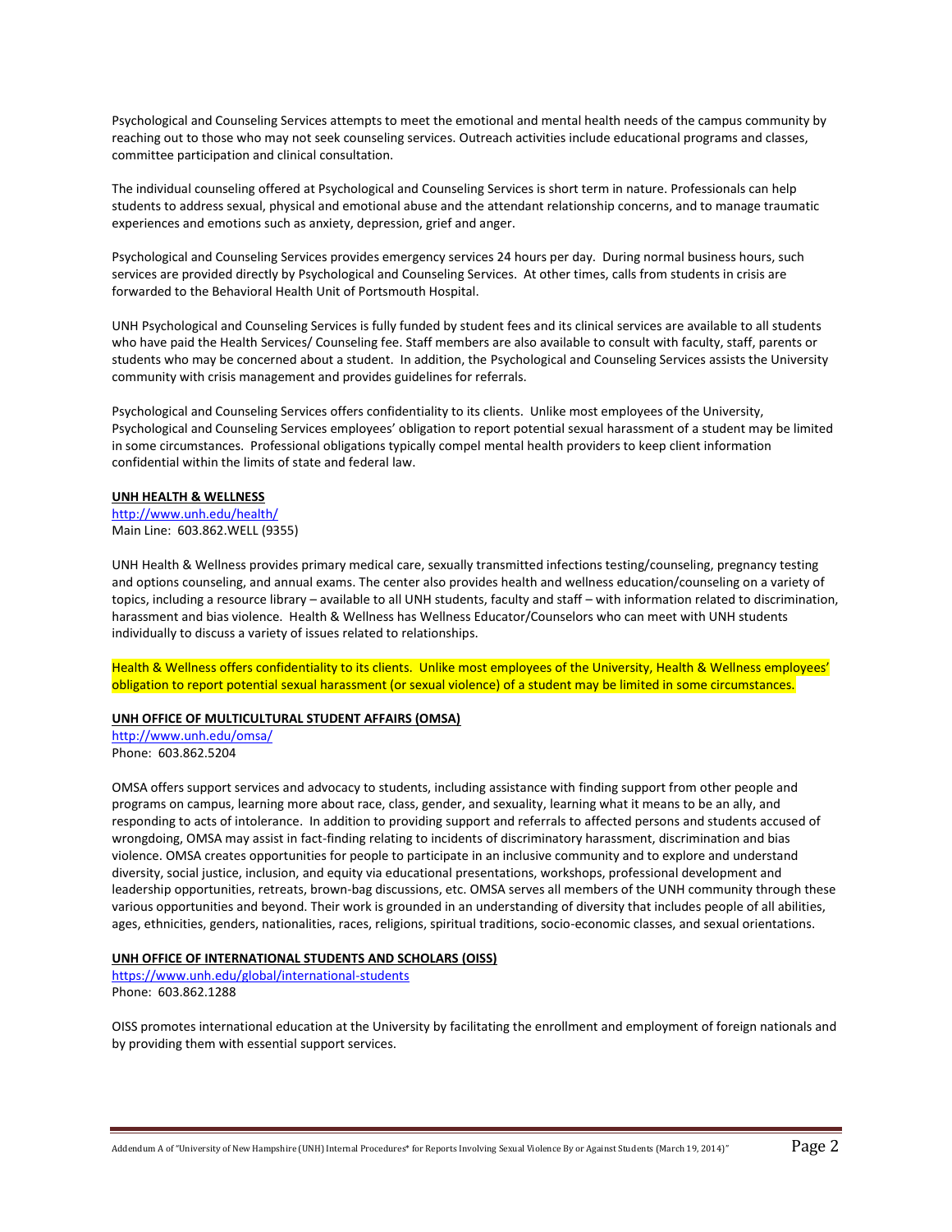Psychological and Counseling Services attempts to meet the emotional and mental health needs of the campus community by reaching out to those who may not seek counseling services. Outreach activities include educational programs and classes, committee participation and clinical consultation.

The individual counseling offered at Psychological and Counseling Services is short term in nature. Professionals can help students to address sexual, physical and emotional abuse and the attendant relationship concerns, and to manage traumatic experiences and emotions such as anxiety, depression, grief and anger.

Psychological and Counseling Services provides emergency services 24 hours per day. During normal business hours, such services are provided directly by Psychological and Counseling Services. At other times, calls from students in crisis are forwarded to the Behavioral Health Unit of Portsmouth Hospital.

UNH Psychological and Counseling Services is fully funded by student fees and its clinical services are available to all students who have paid the Health Services/ Counseling fee. Staff members are also available to consult with faculty, staff, parents or students who may be concerned about a student. In addition, the Psychological and Counseling Services assists the University community with crisis management and provides guidelines for referrals.

Psychological and Counseling Services offers confidentiality to its clients. Unlike most employees of the University, Psychological and Counseling Services employees' obligation to report potential sexual harassment of a student may be limited in some circumstances. Professional obligations typically compel mental health providers to keep client information confidential within the limits of state and federal law.

**UNH HEALTH & WELLNESS**

http://www.unh.edu/health/
Main Line: 603.862.WELL (9355)

UNH Health & Wellness provides primary medical care, sexually transmitted infections testing/counseling, pregnancy testing and options counseling, and annual exams. The center also provides health and wellness education/counseling on a variety of topics, including a resource library – available to all UNH students, faculty and staff – with information related to discrimination, harassment and bias violence. Health & Wellness has Wellness Educator/Counselors who can meet with UNH students individually to discuss a variety of issues related to relationships.

Health & Wellness offers confidentiality to its clients. Unlike most employees of the University, Health & Wellness employees' obligation to report potential sexual harassment (or sexual violence) of a student may be limited in some circumstances.

**UNH OFFICE OF MULTICULTURAL STUDENT AFFAIRS (OMSA)**

http://www.unh.edu/omsa/
Phone: 603.862.5204

OMSA offers support services and advocacy to students, including assistance with finding support from other people and programs on campus, learning more about race, class, gender, and sexuality, learning what it means to be an ally, and responding to acts of intolerance. In addition to providing support and referrals to affected persons and students accused of wrongdoing, OMSA may assist in fact-finding relating to incidents of discriminatory harassment, discrimination and bias violence. OMSA creates opportunities for people to participate in an inclusive community and to explore and understand diversity, social justice, inclusion, and equity via educational presentations, workshops, professional development and leadership opportunities, retreats, brown-bag discussions, etc. OMSA serves all members of the UNH community through these various opportunities and beyond. Their work is grounded in an understanding of diversity that includes people of all abilities, ages, ethnicities, genders, nationalities, races, religions, spiritual traditions, socio-economic classes, and sexual orientations.

**UNH OFFICE OF INTERNATIONAL STUDENTS AND SCHOLARS (OISS)**

https://www.unh.edu/global/international-students
Phone: 603.862.1288

OISS promotes international education at the University by facilitating the enrollment and employment of foreign nationals and by providing them with essential support services.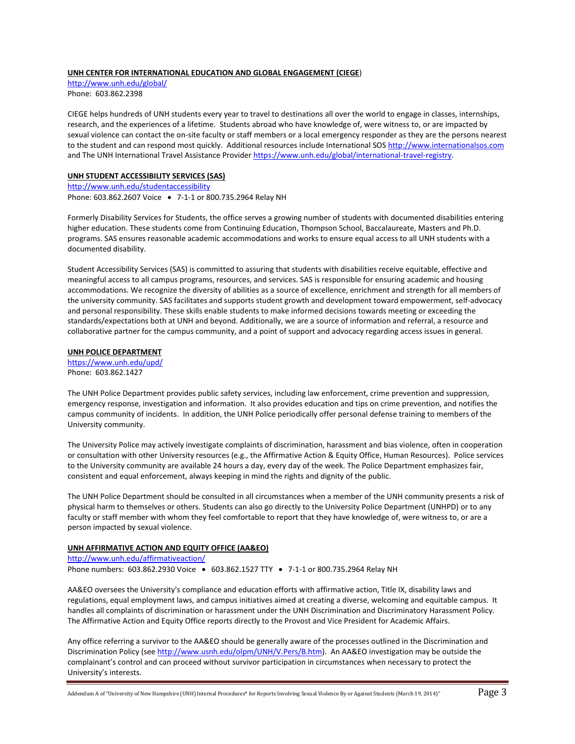**UNH CENTER FOR INTERNATIONAL EDUCATION AND GLOBAL ENGAGEMENT (CIEGE)**

http://www.unh.edu/global/
Phone: 603.862.2398

CIEGE helps hundreds of UNH students every year to travel to destinations all over the world to engage in classes, internships, research, and the experiences of a lifetime. Students abroad who have knowledge of, were witness to, or are impacted by sexual violence can contact the on-site faculty or staff members or a local emergency responder as they are the persons nearest to the student and can respond most quickly. Additional resources include International SOS http://www.internationalsos.com and The UNH International Travel Assistance Provider https://www.unh.edu/global/international-travel-registry.

**UNH STUDENT ACCESSIBILITY SERVICES (SAS)**

http://www.unh.edu/studentaccessibility
Phone: 603.862.2607 Voice • 7-1-1 or 800.735.2964 Relay NH

Formerly Disability Services for Students, the office serves a growing number of students with documented disabilities entering higher education. These students come from Continuing Education, Thompson School, Baccalaureate, Masters and Ph.D. programs. SAS ensures reasonable academic accommodations and works to ensure equal access to all UNH students with a documented disability.

Student Accessibility Services (SAS) is committed to assuring that students with disabilities receive equitable, effective and meaningful access to all campus programs, resources, and services. SAS is responsible for ensuring academic and housing accommodations. We recognize the diversity of abilities as a source of excellence, enrichment and strength for all members of the university community. SAS facilitates and supports student growth and development toward empowerment, self-advocacy and personal responsibility. These skills enable students to make informed decisions towards meeting or exceeding the standards/expectations both at UNH and beyond. Additionally, we are a source of information and referral, a resource and collaborative partner for the campus community, and a point of support and advocacy regarding access issues in general.

**UNH POLICE DEPARTMENT**

https://www.unh.edu/upd/
Phone: 603.862.1427

The UNH Police Department provides public safety services, including law enforcement, crime prevention and suppression, emergency response, investigation and information. It also provides education and tips on crime prevention, and notifies the campus community of incidents. In addition, the UNH Police periodically offer personal defense training to members of the University community.

The University Police may actively investigate complaints of discrimination, harassment and bias violence, often in cooperation or consultation with other University resources (e.g., the Affirmative Action & Equity Office, Human Resources). Police services to the University community are available 24 hours a day, every day of the week. The Police Department emphasizes fair, consistent and equal enforcement, always keeping in mind the rights and dignity of the public.

The UNH Police Department should be consulted in all circumstances when a member of the UNH community presents a risk of physical harm to themselves or others. Students can also go directly to the University Police Department (UNHPD) or to any faculty or staff member with whom they feel comfortable to report that they have knowledge of, were witness to, or are a person impacted by sexual violence.

**UNH AFFIRMATIVE ACTION AND EQUITY OFFICE (AA&EO)**

http://www.unh.edu/affirmativeaction/
Phone numbers: 603.862.2930 Voice • 603.862.1527 TTY • 7-1-1 or 800.735.2964 Relay NH

AA&EO oversees the University's compliance and education efforts with affirmative action, Title IX, disability laws and regulations, equal employment laws, and campus initiatives aimed at creating a diverse, welcoming and equitable campus. It handles all complaints of discrimination or harassment under the UNH Discrimination and Discriminatory Harassment Policy. The Affirmative Action and Equity Office reports directly to the Provost and Vice President for Academic Affairs.

Any office referring a survivor to the AA&EO should be generally aware of the processes outlined in the Discrimination and Discrimination Policy (see http://www.usnh.edu/olpm/UNH/V.Pers/B.htm). An AA&EO investigation may be outside the complainant's control and can proceed without survivor participation in circumstances when necessary to protect the University's interests.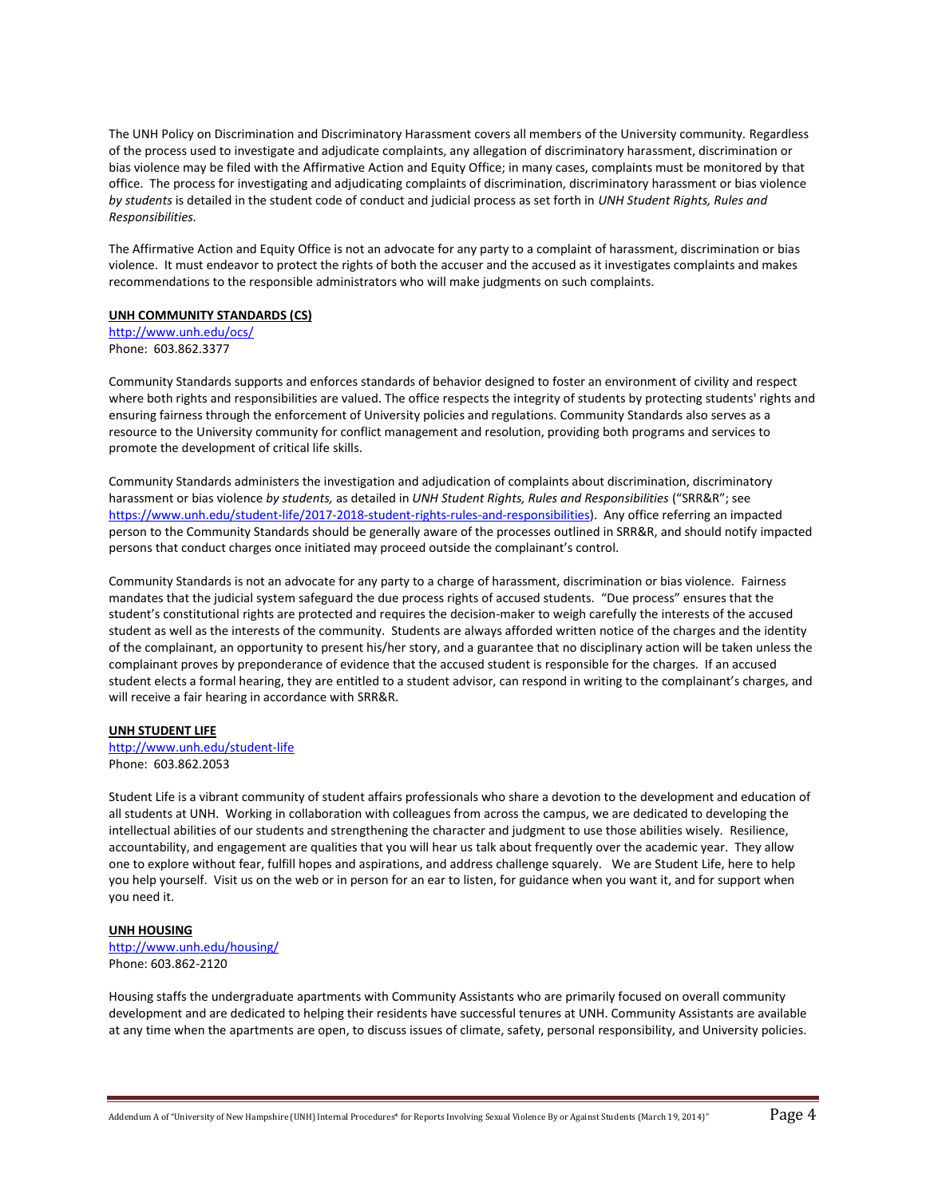The UNH Policy on Discrimination and Discriminatory Harassment covers all members of the University community. Regardless of the process used to investigate and adjudicate complaints, any allegation of discriminatory harassment, discrimination or bias violence may be filed with the Affirmative Action and Equity Office; in many cases, complaints must be monitored by that office. The process for investigating and adjudicating complaints of discrimination, discriminatory harassment or bias violence *by students* is detailed in the student code of conduct and judicial process as set forth in *UNH Student Rights, Rules and Responsibilities.*

The Affirmative Action and Equity Office is not an advocate for any party to a complaint of harassment, discrimination or bias violence. It must endeavor to protect the rights of both the accuser and the accused as it investigates complaints and makes recommendations to the responsible administrators who will make judgments on such complaints.

**UNH COMMUNITY STANDARDS (CS)**

http://www.unh.edu/ocs/
Phone: 603.862.3377

Community Standards supports and enforces standards of behavior designed to foster an environment of civility and respect where both rights and responsibilities are valued. The office respects the integrity of students by protecting students' rights and ensuring fairness through the enforcement of University policies and regulations. Community Standards also serves as a resource to the University community for conflict management and resolution, providing both programs and services to promote the development of critical life skills.

Community Standards administers the investigation and adjudication of complaints about discrimination, discriminatory harassment or bias violence *by students,* as detailed in *UNH Student Rights, Rules and Responsibilities* ("SRR&R"; see https://www.unh.edu/student-life/2017-2018-student-rights-rules-and-responsibilities). Any office referring an impacted person to the Community Standards should be generally aware of the processes outlined in SRR&R, and should notify impacted persons that conduct charges once initiated may proceed outside the complainant's control.

Community Standards is not an advocate for any party to a charge of harassment, discrimination or bias violence. Fairness mandates that the judicial system safeguard the due process rights of accused students. "Due process" ensures that the student's constitutional rights are protected and requires the decision-maker to weigh carefully the interests of the accused student as well as the interests of the community. Students are always afforded written notice of the charges and the identity of the complainant, an opportunity to present his/her story, and a guarantee that no disciplinary action will be taken unless the complainant proves by preponderance of evidence that the accused student is responsible for the charges. If an accused student elects a formal hearing, they are entitled to a student advisor, can respond in writing to the complainant's charges, and will receive a fair hearing in accordance with SRR&R.

**UNH STUDENT LIFE**

http://www.unh.edu/student-life
Phone: 603.862.2053

Student Life is a vibrant community of student affairs professionals who share a devotion to the development and education of all students at UNH. Working in collaboration with colleagues from across the campus, we are dedicated to developing the intellectual abilities of our students and strengthening the character and judgment to use those abilities wisely. Resilience, accountability, and engagement are qualities that you will hear us talk about frequently over the academic year. They allow one to explore without fear, fulfill hopes and aspirations, and address challenge squarely. We are Student Life, here to help you help yourself. Visit us on the web or in person for an ear to listen, for guidance when you want it, and for support when you need it.

**UNH HOUSING**

http://www.unh.edu/housing/
Phone: 603.862-2120

Housing staffs the undergraduate apartments with Community Assistants who are primarily focused on overall community development and are dedicated to helping their residents have successful tenures at UNH. Community Assistants are available at any time when the apartments are open, to discuss issues of climate, safety, personal responsibility, and University policies.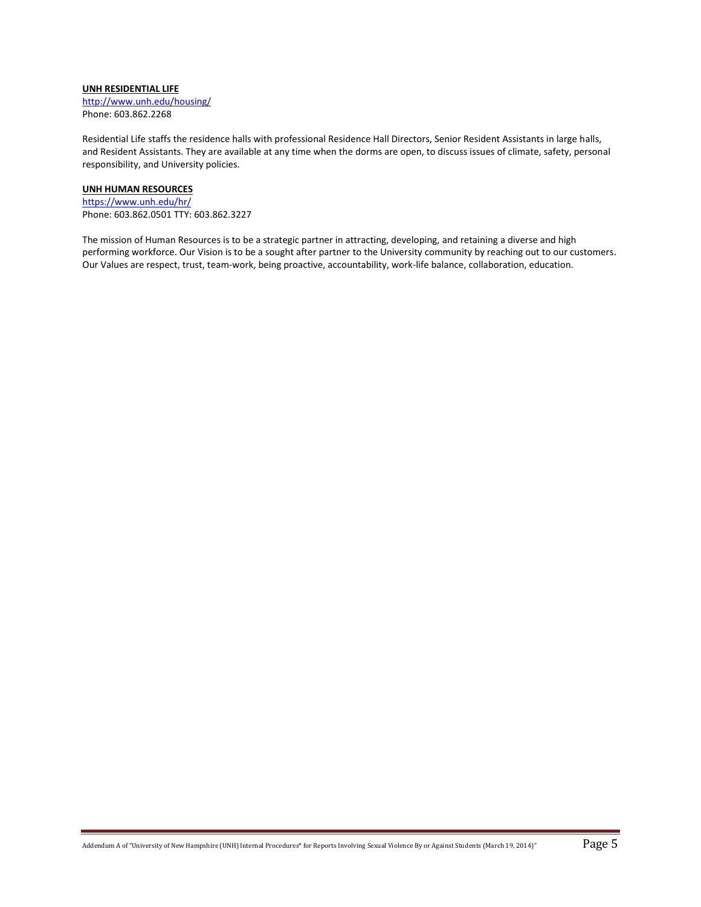**UNH RESIDENTIAL LIFE**
http://www.unh.edu/housing/
Phone: 603.862.2268

Residential Life staffs the residence halls with professional Residence Hall Directors, Senior Resident Assistants in large halls, and Resident Assistants. They are available at any time when the dorms are open, to discuss issues of climate, safety, personal responsibility, and University policies.

**UNH HUMAN RESOURCES**
https://www.unh.edu/hr/
Phone: 603.862.0501 TTY: 603.862.3227

The mission of Human Resources is to be a strategic partner in attracting, developing, and retaining a diverse and high performing workforce. Our Vision is to be a sought after partner to the University community by reaching out to our customers. Our Values are respect, trust, team-work, being proactive, accountability, work-life balance, collaboration, education.